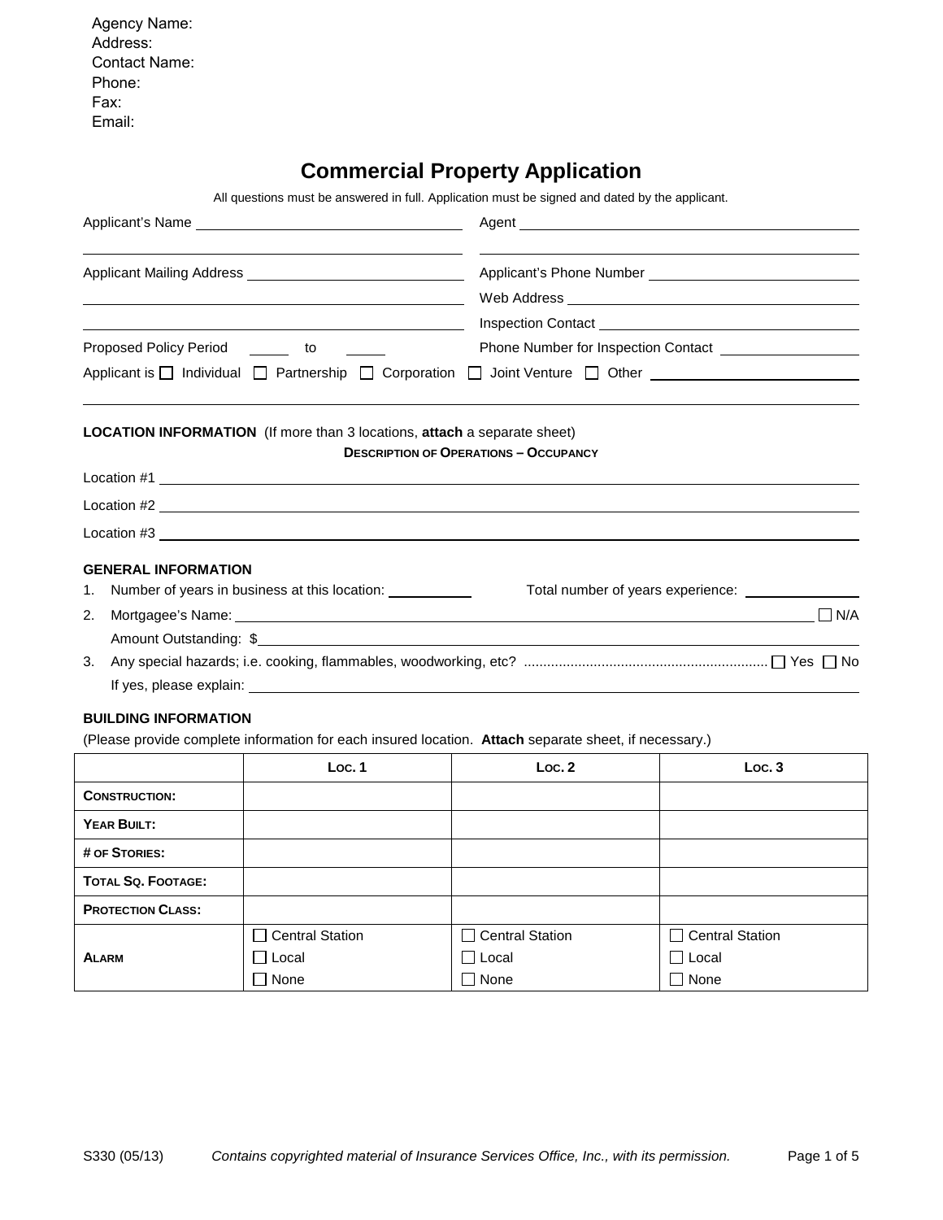Agency Name:
Address:
Contact Name:
Phone:
Fax:
Email:

# Commercial Property Application

All questions must be answered in full. Application must be signed and dated by the applicant.

Applicant's Name ______________________ Agent ______________________

Applicant Mailing Address ______________________ Applicant's Phone Number ______________________

Web Address ______________________

Inspection Contact ______________________

Proposed Policy Period ______ to ______ Phone Number for Inspection Contact ______________________

Applicant is ☐ Individual ☐ Partnership ☐ Corporation ☐ Joint Venture ☐ Other ______________________

**LOCATION INFORMATION** (If more than 3 locations, **attach** a separate sheet)

**DESCRIPTION OF OPERATIONS – OCCUPANCY**

Location #1 ______________________

Location #2 ______________________

Location #3 ______________________

**GENERAL INFORMATION**

1. Number of years in business at this location: ______ Total number of years experience: ______
2. Mortgagee's Name: ______________________ ☐ N/A
   Amount Outstanding: $______________________
3. Any special hazards; i.e. cooking, flammables, woodworking, etc? .............................................................. ☐ Yes ☐ No
   If yes, please explain: ______________________

**BUILDING INFORMATION**

(Please provide complete information for each insured location. **Attach** separate sheet, if necessary.)

| | LOC. 1 | LOC. 2 | LOC. 3 |
|---|---|---|---|
| CONSTRUCTION: | | | |
| YEAR BUILT: | | | |
| # OF STORIES: | | | |
| TOTAL SQ. FOOTAGE: | | | |
| PROTECTION CLASS: | | | |
| ALARM | ☐ Central Station ☐ Local ☐ None | ☐ Central Station ☐ Local ☐ None | ☐ Central Station ☐ Local ☐ None |

S330 (05/13) *Contains copyrighted material of Insurance Services Office, Inc., with its permission.*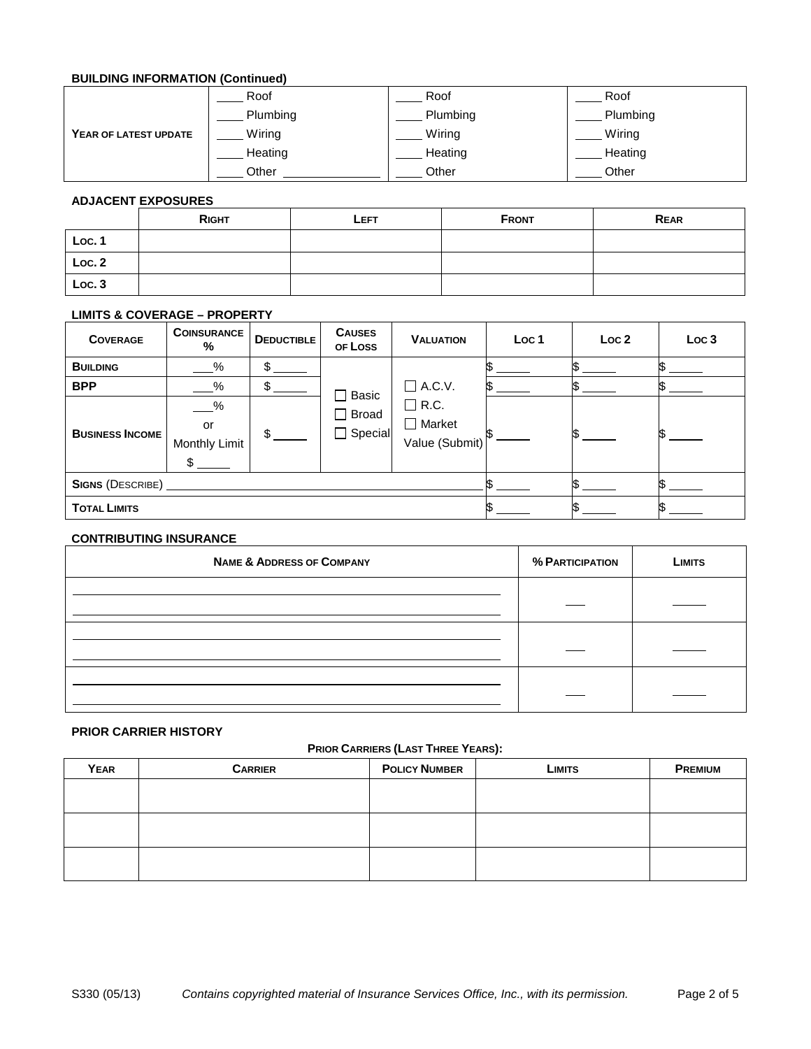### BUILDING INFORMATION (Continued)

| | | | |
|---|---|---|---|
| **YEAR OF LATEST UPDATE** | ____ Roof<br>____ Plumbing<br>____ Wiring<br>____ Heating<br>____ Other ______________ | ____ Roof<br>____ Plumbing<br>____ Wiring<br>____ Heating<br>____ Other | ____ Roof<br>____ Plumbing<br>____ Wiring<br>____ Heating<br>____ Other |

### ADJACENT EXPOSURES

| | RIGHT | LEFT | FRONT | REAR |
|---|---|---|---|---|
| LOC. 1 | | | | |
| LOC. 2 | | | | |
| LOC. 3 | | | | |

### LIMITS & COVERAGE – PROPERTY

| COVERAGE | COINSURANCE % | DEDUCTIBLE | CAUSES OF LOSS | VALUATION | LOC 1 | LOC 2 | LOC 3 |
|---|---|---|---|---|---|---|---|
| **BUILDING** | ___% | $ _____ | ☐ Basic<br>☐ Broad<br>☐ Special | ☐ A.C.V.<br>☐ R.C.<br>☐ Market Value (Submit) | $ _____ | $ _____ | $ _____ |
| **BPP** | ___% | $ _____ | | | $ _____ | $ _____ | $ _____ |
| **BUSINESS INCOME** | ___% or Monthly Limit $ _____ | $ _____ | | | $ _____ | $ _____ | $ _____ |
| **SIGNS** (DESCRIBE) ______________________________ | | | | | $ _____ | $ _____ | $ _____ |
| **TOTAL LIMITS** | | | | | $ _____ | $ _____ | $ _____ |

### CONTRIBUTING INSURANCE

| NAME & ADDRESS OF COMPANY | % PARTICIPATION | LIMITS |
|---|---|---|
| ______________________________<br>______________________________ | ___ | _____ |
| ______________________________<br>______________________________ | ___ | _____ |
| ______________________________<br>______________________________ | ___ | _____ |

### PRIOR CARRIER HISTORY

**PRIOR CARRIERS (LAST THREE YEARS):**

| YEAR | CARRIER | POLICY NUMBER | LIMITS | PREMIUM |
|---|---|---|---|---|
| | | | | |
| | | | | |
| | | | | |

S330 (05/13) *Contains copyrighted material of Insurance Services Office, Inc., with its permission.*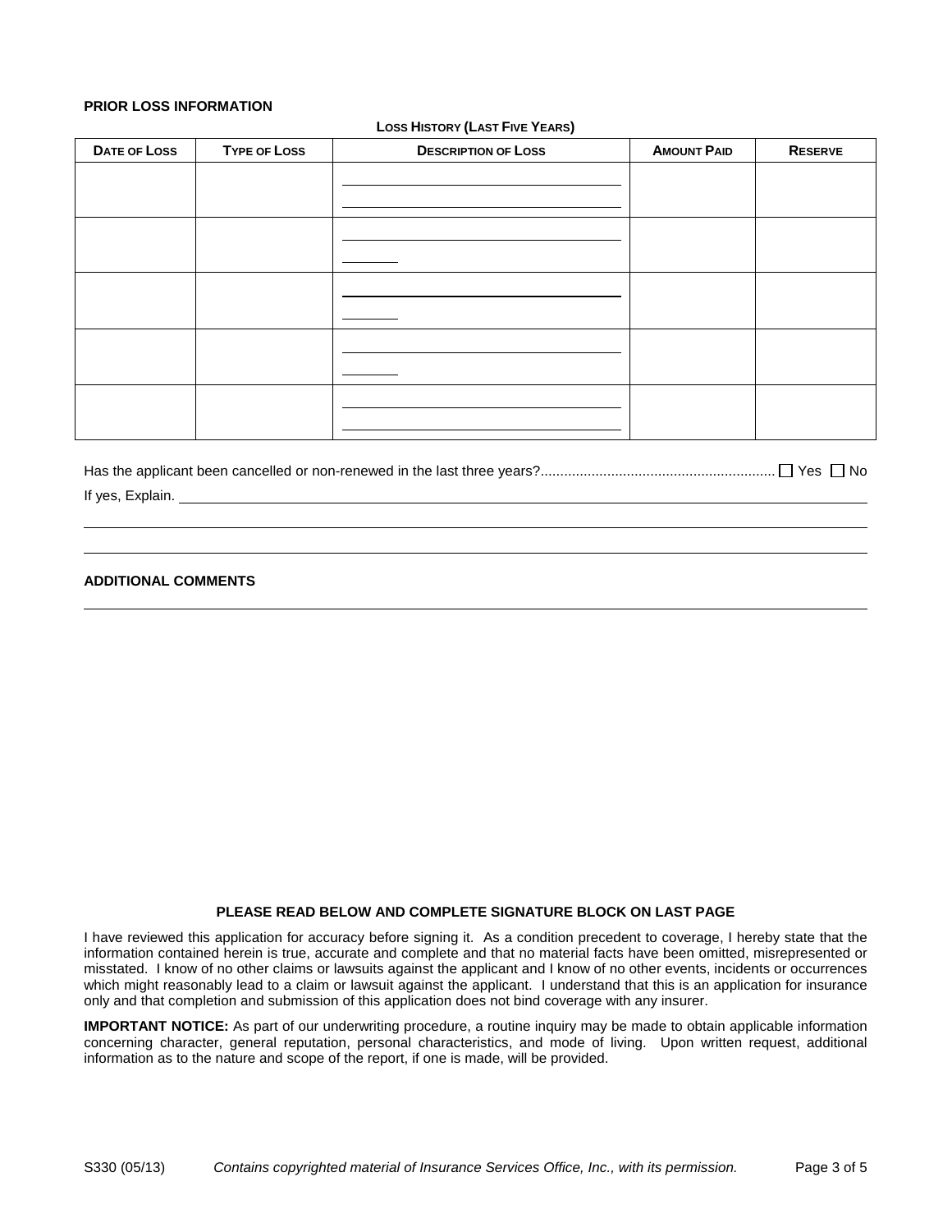**PRIOR LOSS INFORMATION**

**LOSS HISTORY (LAST FIVE YEARS)**

| DATE OF LOSS | TYPE OF LOSS | DESCRIPTION OF LOSS | AMOUNT PAID | RESERVE |
|---|---|---|---|---|
| | | | | |
| | | | | |
| | | | | |
| | | | | |
| | | | | |

Has the applicant been cancelled or non-renewed in the last three years?............................................................ ☐ Yes ☐ No

If yes, Explain. \_\_\_\_\_\_\_\_\_\_\_\_\_\_\_\_\_\_\_\_\_\_\_\_\_\_\_\_\_\_\_\_\_\_\_\_\_\_\_\_\_\_\_\_\_\_\_\_

**ADDITIONAL COMMENTS**

**PLEASE READ BELOW AND COMPLETE SIGNATURE BLOCK ON LAST PAGE**

I have reviewed this application for accuracy before signing it. As a condition precedent to coverage, I hereby state that the information contained herein is true, accurate and complete and that no material facts have been omitted, misrepresented or misstated. I know of no other claims or lawsuits against the applicant and I know of no other events, incidents or occurrences which might reasonably lead to a claim or lawsuit against the applicant. I understand that this is an application for insurance only and that completion and submission of this application does not bind coverage with any insurer.

**IMPORTANT NOTICE:** As part of our underwriting procedure, a routine inquiry may be made to obtain applicable information concerning character, general reputation, personal characteristics, and mode of living. Upon written request, additional information as to the nature and scope of the report, if one is made, will be provided.

S330 (05/13) *Contains copyrighted material of Insurance Services Office, Inc., with its permission.*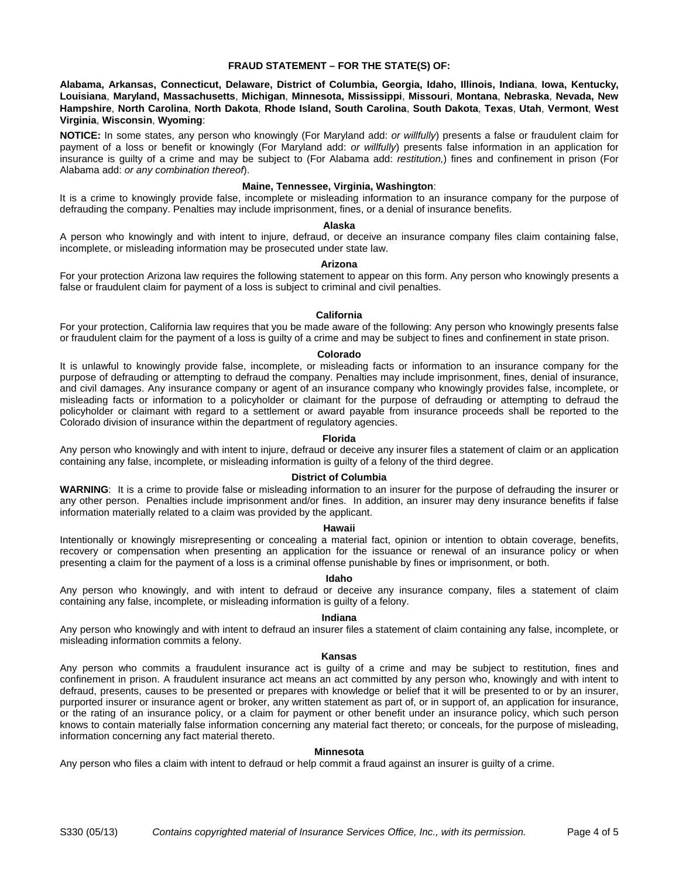## FRAUD STATEMENT – FOR THE STATE(S) OF:

**Alabama, Arkansas, Connecticut, Delaware, District of Columbia, Georgia, Idaho, Illinois, Indiana, Iowa, Kentucky, Louisiana, Maryland, Massachusetts, Michigan, Minnesota, Mississippi, Missouri, Montana, Nebraska, Nevada, New Hampshire, North Carolina, North Dakota, Rhode Island, South Carolina, South Dakota, Texas, Utah, Vermont, West Virginia, Wisconsin, Wyoming**:

**NOTICE:** In some states, any person who knowingly (For Maryland add: *or willfully*) presents a false or fraudulent claim for payment of a loss or benefit or knowingly (For Maryland add: *or willfully*) presents false information in an application for insurance is guilty of a crime and may be subject to (For Alabama add: *restitution,*) fines and confinement in prison (For Alabama add: *or any combination thereof*).

### Maine, Tennessee, Virginia, Washington:

It is a crime to knowingly provide false, incomplete or misleading information to an insurance company for the purpose of defrauding the company. Penalties may include imprisonment, fines, or a denial of insurance benefits.

### Alaska

A person who knowingly and with intent to injure, defraud, or deceive an insurance company files claim containing false, incomplete, or misleading information may be prosecuted under state law.

### Arizona

For your protection Arizona law requires the following statement to appear on this form. Any person who knowingly presents a false or fraudulent claim for payment of a loss is subject to criminal and civil penalties.

### California

For your protection, California law requires that you be made aware of the following: Any person who knowingly presents false or fraudulent claim for the payment of a loss is guilty of a crime and may be subject to fines and confinement in state prison.

### Colorado

It is unlawful to knowingly provide false, incomplete, or misleading facts or information to an insurance company for the purpose of defrauding or attempting to defraud the company. Penalties may include imprisonment, fines, denial of insurance, and civil damages. Any insurance company or agent of an insurance company who knowingly provides false, incomplete, or misleading facts or information to a policyholder or claimant for the purpose of defrauding or attempting to defraud the policyholder or claimant with regard to a settlement or award payable from insurance proceeds shall be reported to the Colorado division of insurance within the department of regulatory agencies.

### Florida

Any person who knowingly and with intent to injure, defraud or deceive any insurer files a statement of claim or an application containing any false, incomplete, or misleading information is guilty of a felony of the third degree.

### District of Columbia

**WARNING**: It is a crime to provide false or misleading information to an insurer for the purpose of defrauding the insurer or any other person. Penalties include imprisonment and/or fines. In addition, an insurer may deny insurance benefits if false information materially related to a claim was provided by the applicant.

### Hawaii

Intentionally or knowingly misrepresenting or concealing a material fact, opinion or intention to obtain coverage, benefits, recovery or compensation when presenting an application for the issuance or renewal of an insurance policy or when presenting a claim for the payment of a loss is a criminal offense punishable by fines or imprisonment, or both.

### Idaho

Any person who knowingly, and with intent to defraud or deceive any insurance company, files a statement of claim containing any false, incomplete, or misleading information is guilty of a felony.

### Indiana

Any person who knowingly and with intent to defraud an insurer files a statement of claim containing any false, incomplete, or misleading information commits a felony.

### Kansas

Any person who commits a fraudulent insurance act is guilty of a crime and may be subject to restitution, fines and confinement in prison. A fraudulent insurance act means an act committed by any person who, knowingly and with intent to defraud, presents, causes to be presented or prepares with knowledge or belief that it will be presented to or by an insurer, purported insurer or insurance agent or broker, any written statement as part of, or in support of, an application for insurance, or the rating of an insurance policy, or a claim for payment or other benefit under an insurance policy, which such person knows to contain materially false information concerning any material fact thereto; or conceals, for the purpose of misleading, information concerning any fact material thereto.

### Minnesota

Any person who files a claim with intent to defraud or help commit a fraud against an insurer is guilty of a crime.

S330 (05/13) *Contains copyrighted material of Insurance Services Office, Inc., with its permission.*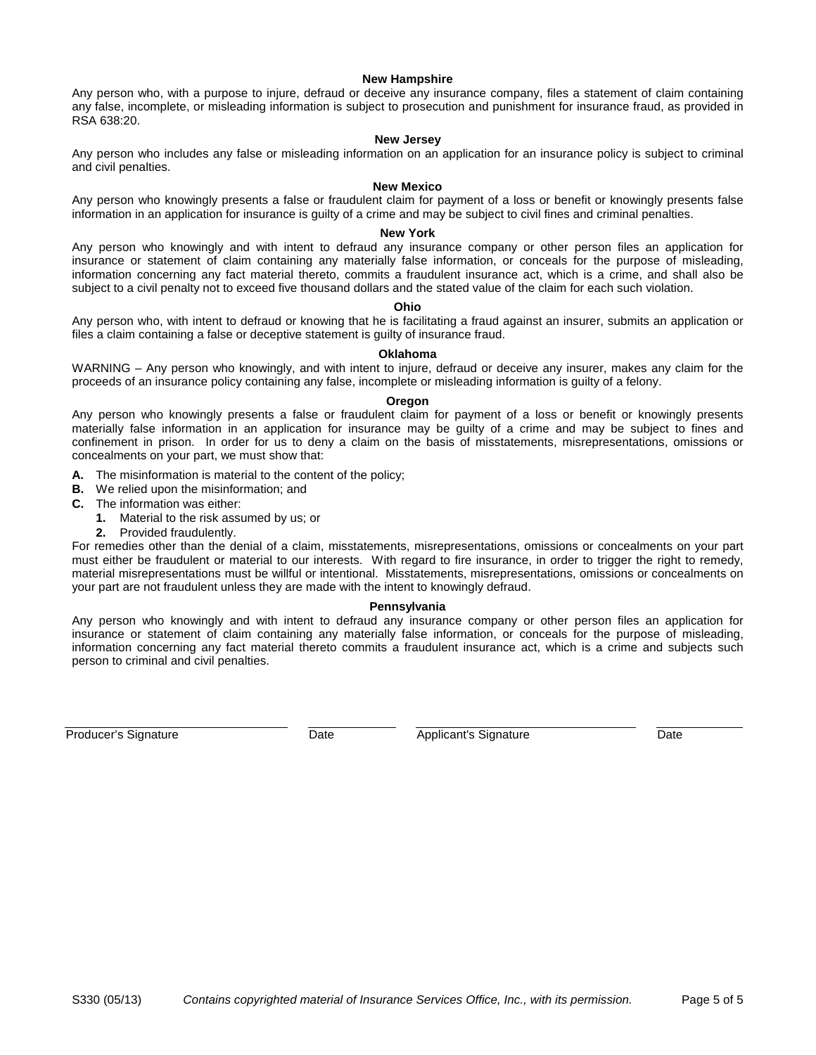**New Hampshire**

Any person who, with a purpose to injure, defraud or deceive any insurance company, files a statement of claim containing any false, incomplete, or misleading information is subject to prosecution and punishment for insurance fraud, as provided in RSA 638:20.

**New Jersey**

Any person who includes any false or misleading information on an application for an insurance policy is subject to criminal and civil penalties.

**New Mexico**

Any person who knowingly presents a false or fraudulent claim for payment of a loss or benefit or knowingly presents false information in an application for insurance is guilty of a crime and may be subject to civil fines and criminal penalties.

**New York**

Any person who knowingly and with intent to defraud any insurance company or other person files an application for insurance or statement of claim containing any materially false information, or conceals for the purpose of misleading, information concerning any fact material thereto, commits a fraudulent insurance act, which is a crime, and shall also be subject to a civil penalty not to exceed five thousand dollars and the stated value of the claim for each such violation.

**Ohio**

Any person who, with intent to defraud or knowing that he is facilitating a fraud against an insurer, submits an application or files a claim containing a false or deceptive statement is guilty of insurance fraud.

**Oklahoma**

WARNING – Any person who knowingly, and with intent to injure, defraud or deceive any insurer, makes any claim for the proceeds of an insurance policy containing any false, incomplete or misleading information is guilty of a felony.

**Oregon**

Any person who knowingly presents a false or fraudulent claim for payment of a loss or benefit or knowingly presents materially false information in an application for insurance may be guilty of a crime and may be subject to fines and confinement in prison. In order for us to deny a claim on the basis of misstatements, misrepresentations, omissions or concealments on your part, we must show that:

- **A.** The misinformation is material to the content of the policy;
- **B.** We relied upon the misinformation; and
- **C.** The information was either:
  - **1.** Material to the risk assumed by us; or
  - **2.** Provided fraudulently.

For remedies other than the denial of a claim, misstatements, misrepresentations, omissions or concealments on your part must either be fraudulent or material to our interests. With regard to fire insurance, in order to trigger the right to remedy, material misrepresentations must be willful or intentional. Misstatements, misrepresentations, omissions or concealments on your part are not fraudulent unless they are made with the intent to knowingly defraud.

**Pennsylvania**

Any person who knowingly and with intent to defraud any insurance company or other person files an application for insurance or statement of claim containing any materially false information, or conceals for the purpose of misleading, information concerning any fact material thereto commits a fraudulent insurance act, which is a crime and subjects such person to criminal and civil penalties.

| | | | |
|---|---|---|---|
| Producer's Signature | Date | Applicant's Signature | Date |

S330 (05/13) *Contains copyrighted material of Insurance Services Office, Inc., with its permission.*